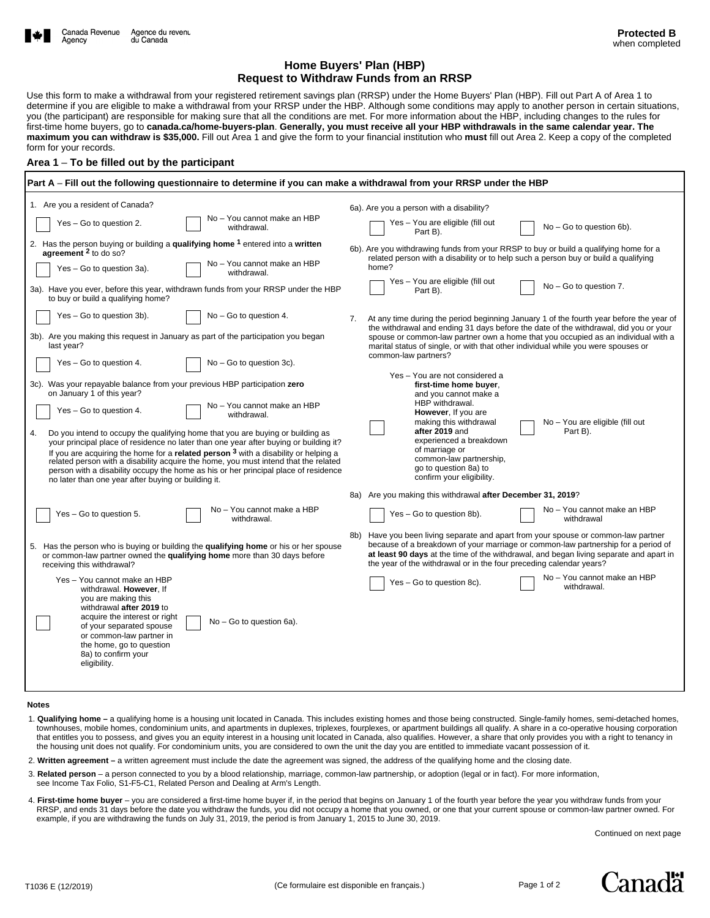Canada Revenue Agency / Agence du revenu du Canada

**Protected B** when completed

# Home Buyers' Plan (HBP) Request to Withdraw Funds from an RRSP

Use this form to make a withdrawal from your registered retirement savings plan (RRSP) under the Home Buyers' Plan (HBP). Fill out Part A of Area 1 to determine if you are eligible to make a withdrawal from your RRSP under the HBP. Although some conditions may apply to another person in certain situations, you (the participant) are responsible for making sure that all the conditions are met. For more information about the HBP, including changes to the rules for first-time home buyers, go to **canada.ca/home-buyers-plan**. **Generally, you must receive all your HBP withdrawals in the same calendar year. The maximum you can withdraw is $35,000.** Fill out Area 1 and give the form to your financial institution who **must** fill out Area 2. Keep a copy of the completed form for your records.

## Area 1 – To be filled out by the participant

### Part A – Fill out the following questionnaire to determine if you can make a withdrawal from your RRSP under the HBP

1. Are you a resident of Canada?
   - ☐ Yes – Go to question 2.
   - ☐ No – You cannot make an HBP withdrawal.

2. Has the person buying or building a **qualifying home** [1] entered into a **written agreement** [2] to do so?
   - ☐ Yes – Go to question 3a).
   - ☐ No – You cannot make an HBP withdrawal.

3a). Have you ever, before this year, withdrawn funds from your RRSP under the HBP to buy or build a qualifying home?
   - ☐ Yes – Go to question 3b).
   - ☐ No – Go to question 4.

3b). Are you making this request in January as part of the participation you began last year?
   - ☐ Yes – Go to question 4.
   - ☐ No – Go to question 3c).

3c). Was your repayable balance from your previous HBP participation **zero** on January 1 of this year?
   - ☐ Yes – Go to question 4.
   - ☐ No – You cannot make an HBP withdrawal.

4. Do you intend to occupy the qualifying home that you are buying or building as your principal place of residence no later than one year after buying or building it? If you are acquiring the home for a **related person** [3] with a disability or helping a related person with a disability acquire the home, you must intend that the related person with a disability occupy the home as his or her principal place of residence no later than one year after buying or building it.
   - ☐ Yes – Go to question 5.
   - ☐ No – You cannot make a HBP withdrawal.

5. Has the person who is buying or building the **qualifying home** or his or her spouse or common-law partner owned the **qualifying home** more than 30 days before receiving this withdrawal?
   - ☐ Yes – You cannot make an HBP withdrawal. **However**, If you are making this withdrawal **after 2019** to acquire the interest or right of your separated spouse or common-law partner in the home, go to question 8a) to confirm your eligibility.
   - ☐ No – Go to question 6a).

6a). Are you a person with a disability?
   - ☐ Yes – You are eligible (fill out Part B).
   - ☐ No – Go to question 6b).

6b). Are you withdrawing funds from your RRSP to buy or build a qualifying home for a related person with a disability or to help such a person buy or build a qualifying home?
   - ☐ Yes – You are eligible (fill out Part B).
   - ☐ No – Go to question 7.

7. At any time during the period beginning January 1 of the fourth year before the year of the withdrawal and ending 31 days before the date of the withdrawal, did you or your spouse or common-law partner own a home that you occupied as an individual with a marital status of single, or with that other individual while you were spouses or common-law partners?
   - ☐ Yes – You are not considered a **first-time home buyer**, and you cannot make a HBP withdrawal. **However**, If you are making this withdrawal **after 2019** and experienced a breakdown of marriage or common-law partnership, go to question 8a) to confirm your eligibility.
   - ☐ No – You are eligible (fill out Part B).

8a) Are you making this withdrawal **after December 31, 2019**?
   - ☐ Yes – Go to question 8b).
   - ☐ No – You cannot make an HBP withdrawal

8b) Have you been living separate and apart from your spouse or common-law partner because of a breakdown of your marriage or common-law partnership for a period of **at least 90 days** at the time of the withdrawal, and began living separate and apart in the year of the withdrawal or in the four preceding calendar years?
   - ☐ Yes – Go to question 8c).
   - ☐ No – You cannot make an HBP withdrawal.

### Notes

1. **Qualifying home –** a qualifying home is a housing unit located in Canada. This includes existing homes and those being constructed. Single-family homes, semi-detached homes, townhouses, mobile homes, condominium units, and apartments in duplexes, triplexes, fourplexes, or apartment buildings all qualify. A share in a co-operative housing corporation that entitles you to possess, and gives you an equity interest in a housing unit located in Canada, also qualifies. However, a share that only provides you with a right to tenancy in the housing unit does not qualify. For condominium units, you are considered to own the unit the day you are entitled to immediate vacant possession of it.

2. **Written agreement –** a written agreement must include the date the agreement was signed, the address of the qualifying home and the closing date.

3. **Related person** – a person connected to you by a blood relationship, marriage, common-law partnership, or adoption (legal or in fact). For more information, see Income Tax Folio, S1-F5-C1, Related Person and Dealing at Arm's Length.

4. **First-time home buyer** – you are considered a first-time home buyer if, in the period that begins on January 1 of the fourth year before the year you withdraw funds from your RRSP, and ends 31 days before the date you withdraw the funds, you did not occupy a home that you owned, or one that your current spouse or common-law partner owned. For example, if you are withdrawing the funds on July 31, 2019, the period is from January 1, 2015 to June 30, 2019.

Continued on next page

T1036 E (12/2019) (Ce formulaire est disponible en français.)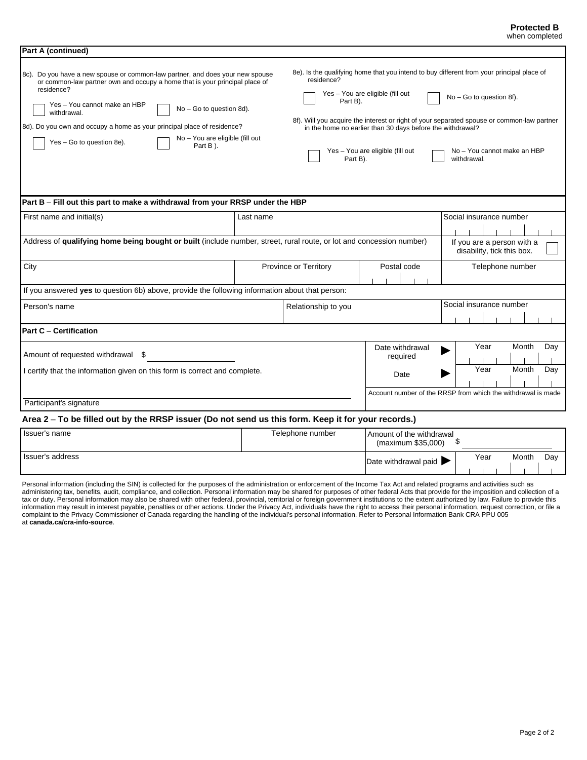**Protected B** when completed

**Part A (continued)**

8c). Do you have a new spouse or common-law partner, and does your new spouse or common-law partner own and occupy a home that is your principal place of residence?

☐ Yes – You cannot make an HBP withdrawal. ☐ No – Go to question 8d).

8d). Do you own and occupy a home as your principal place of residence?

☐ Yes – Go to question 8e). ☐ No – You are eligible (fill out Part B ).

8e). Is the qualifying home that you intend to buy different from your principal place of residence?

☐ Yes – You are eligible (fill out Part B). ☐ No – Go to question 8f).

8f). Will you acquire the interest or right of your separated spouse or common-law partner in the home no earlier than 30 days before the withdrawal?

☐ Yes – You are eligible (fill out Part B). ☐ No – You cannot make an HBP withdrawal.

**Part B** – **Fill out this part to make a withdrawal from your RRSP under the HBP**

| | | | |
|---|---|---|---|
| First name and initial(s) | Last name | | Social insurance number |
| Address of **qualifying home being bought or built** (include number, street, rural route, or lot and concession number) | | | If you are a person with a disability, tick this box. ☐ |
| City | Province or Territory | Postal code | Telephone number |

If you answered **yes** to question 6b) above, provide the following information about that person:

| | | |
|---|---|---|
| Person's name | Relationship to you | Social insurance number |

**Part C** – **Certification**

Amount of requested withdrawal $ ____________

Date withdrawal required ▶ Year Month Day

I certify that the information given on this form is correct and complete.

Date ▶ Year Month Day

Participant's signature

Account number of the RRSP from which the withdrawal is made

**Area 2** – **To be filled out by the RRSP issuer (Do not send us this form. Keep it for your records.)**

| | | |
|---|---|---|
| Issuer's name | Telephone number | Amount of the withdrawal (maximum $35,000) $ |
| Issuer's address | | Date withdrawal paid ▶ Year Month Day |

Personal information (including the SIN) is collected for the purposes of the administration or enforcement of the Income Tax Act and related programs and activities such as administering tax, benefits, audit, compliance, and collection. Personal information may be shared for purposes of other federal Acts that provide for the imposition and collection of a tax or duty. Personal information may also be shared with other federal, provincial, territorial or foreign government institutions to the extent authorized by law. Failure to provide this information may result in interest payable, penalties or other actions. Under the Privacy Act, individuals have the right to access their personal information, request correction, or file a complaint to the Privacy Commissioner of Canada regarding the handling of the individual's personal information. Refer to Personal Information Bank CRA PPU 005 at **canada.ca/cra-info-source**.